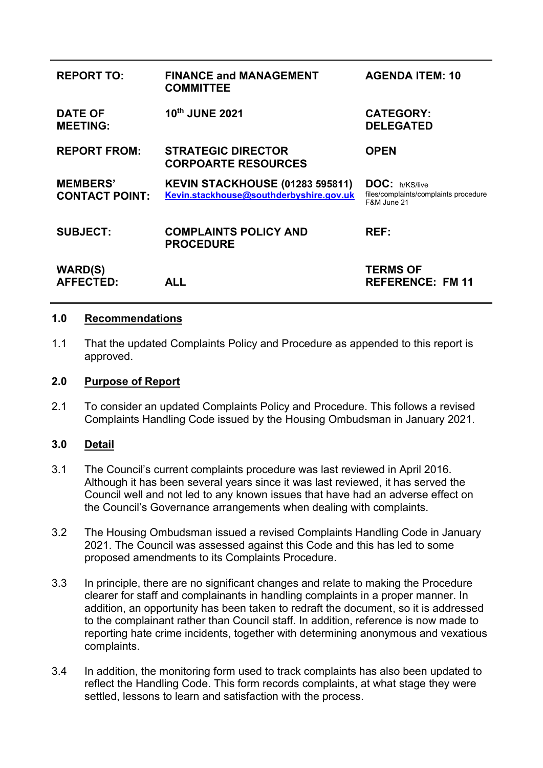| | | |
|---|---|---|
| **REPORT TO:** | **FINANCE and MANAGEMENT COMMITTEE** | **AGENDA ITEM: 10** |
| **DATE OF MEETING:** | **10th JUNE 2021** | **CATEGORY: DELEGATED** |
| **REPORT FROM:** | **STRATEGIC DIRECTOR CORPOARTE RESOURCES** | **OPEN** |
| **MEMBERS' CONTACT POINT:** | **KEVIN STACKHOUSE (01283 595811)** **Kevin.stackhouse@southderbyshire.gov.uk** | **DOC:** h/KS/live files/complaints/complaints procedure F&M June 21 |
| **SUBJECT:** | **COMPLAINTS POLICY AND PROCEDURE** | **REF:** |
| **WARD(S) AFFECTED:** | **ALL** | **TERMS OF REFERENCE: FM 11** |

## 1.0 Recommendations

1.1 That the updated Complaints Policy and Procedure as appended to this report is approved.

## 2.0 Purpose of Report

2.1 To consider an updated Complaints Policy and Procedure. This follows a revised Complaints Handling Code issued by the Housing Ombudsman in January 2021.

## 3.0 Detail

3.1 The Council's current complaints procedure was last reviewed in April 2016. Although it has been several years since it was last reviewed, it has served the Council well and not led to any known issues that have had an adverse effect on the Council's Governance arrangements when dealing with complaints.

3.2 The Housing Ombudsman issued a revised Complaints Handling Code in January 2021. The Council was assessed against this Code and this has led to some proposed amendments to its Complaints Procedure.

3.3 In principle, there are no significant changes and relate to making the Procedure clearer for staff and complainants in handling complaints in a proper manner. In addition, an opportunity has been taken to redraft the document, so it is addressed to the complainant rather than Council staff. In addition, reference is now made to reporting hate crime incidents, together with determining anonymous and vexatious complaints.

3.4 In addition, the monitoring form used to track complaints has also been updated to reflect the Handling Code. This form records complaints, at what stage they were settled, lessons to learn and satisfaction with the process.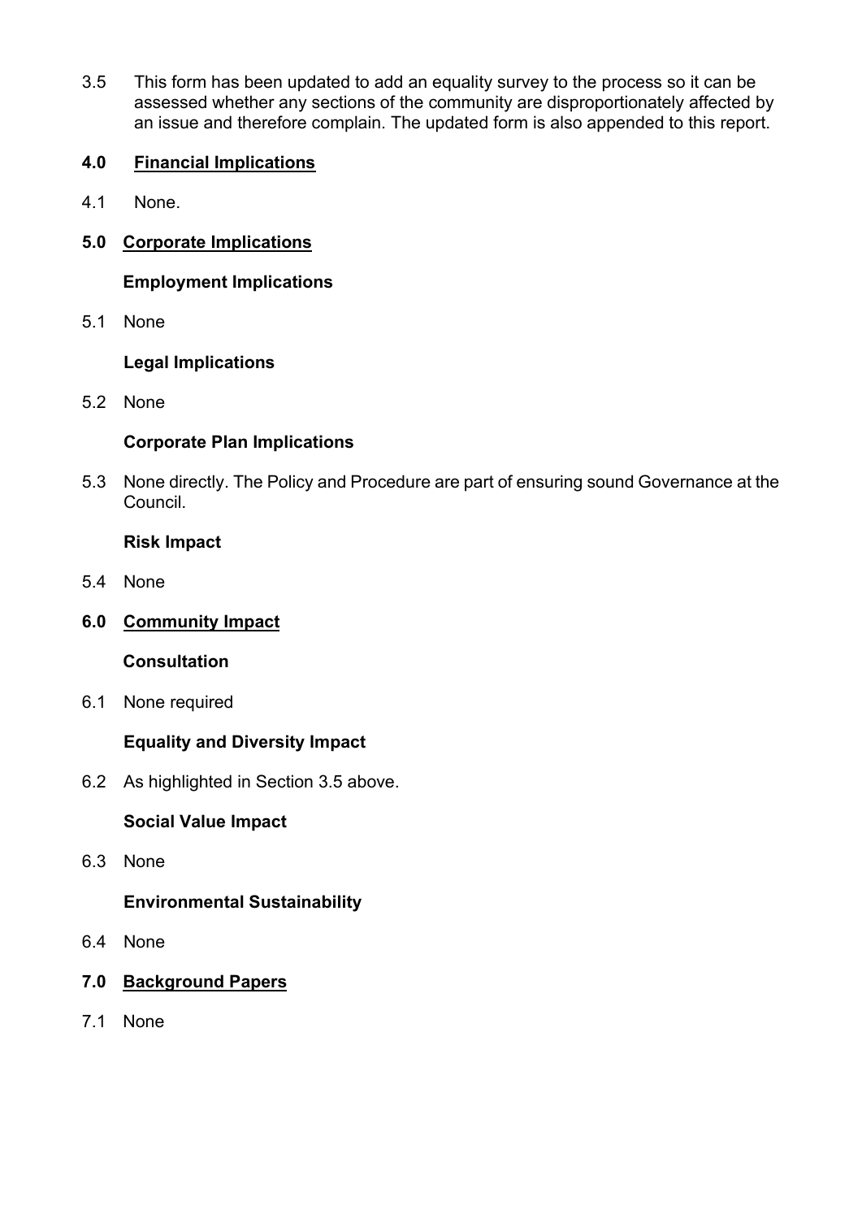3.5 This form has been updated to add an equality survey to the process so it can be assessed whether any sections of the community are disproportionately affected by an issue and therefore complain. The updated form is also appended to this report.

## 4.0 Financial Implications

4.1 None.

## 5.0 Corporate Implications

### Employment Implications

5.1 None

### Legal Implications

5.2 None

### Corporate Plan Implications

5.3 None directly. The Policy and Procedure are part of ensuring sound Governance at the Council.

### Risk Impact

5.4 None

## 6.0 Community Impact

### Consultation

6.1 None required

### Equality and Diversity Impact

6.2 As highlighted in Section 3.5 above.

### Social Value Impact

6.3 None

### Environmental Sustainability

6.4 None

## 7.0 Background Papers

7.1 None